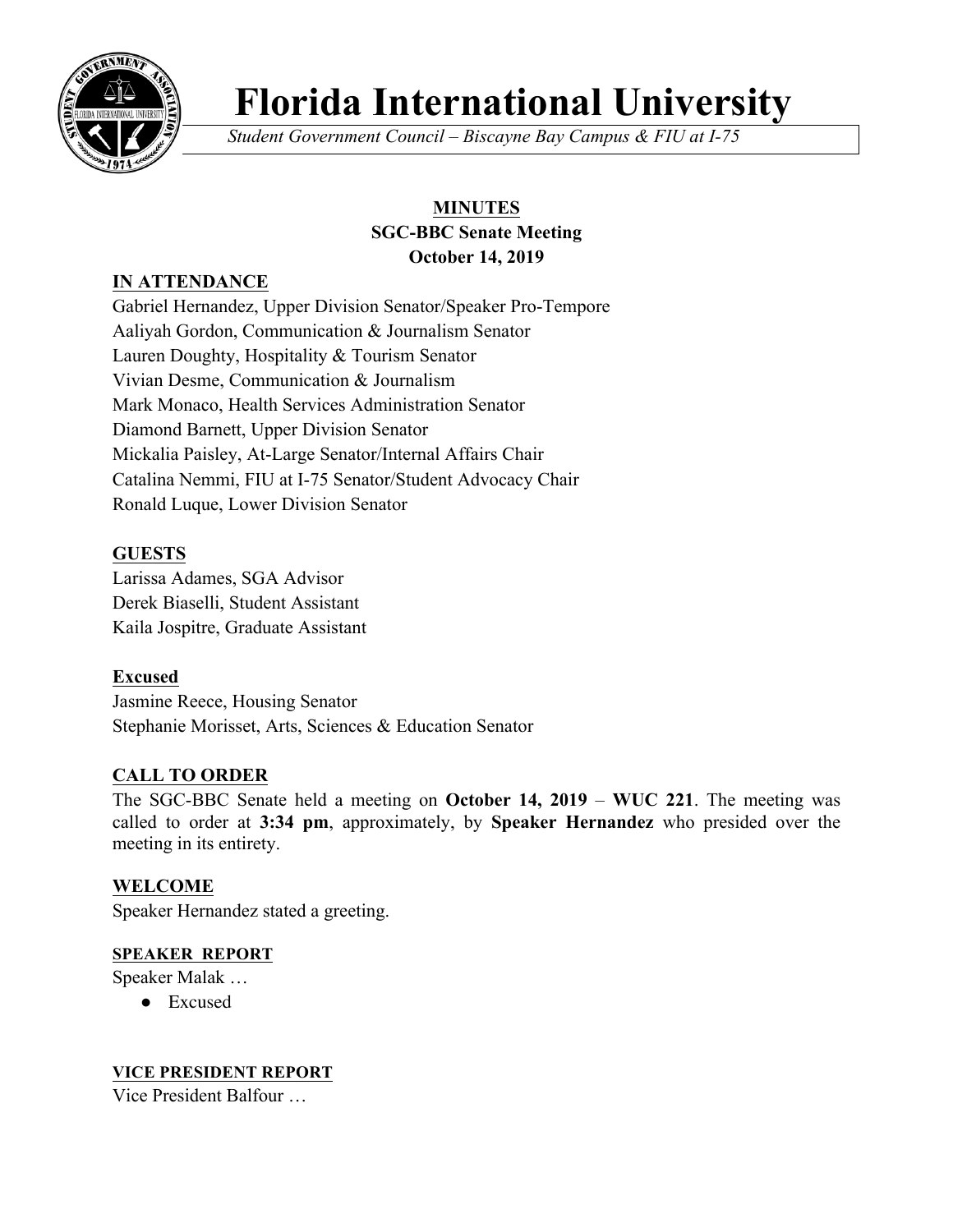# Florida International University

*Student Government Council – Biscayne Bay Campus & FIU at I-75*

## MINUTES

### SGC-BBC Senate Meeting

### October 14, 2019

**IN ATTENDANCE**

Gabriel Hernandez, Upper Division Senator/Speaker Pro-Tempore
Aaliyah Gordon, Communication & Journalism Senator
Lauren Doughty, Hospitality & Tourism Senator
Vivian Desme, Communication & Journalism
Mark Monaco, Health Services Administration Senator
Diamond Barnett, Upper Division Senator
Mickalia Paisley, At-Large Senator/Internal Affairs Chair
Catalina Nemmi, FIU at I-75 Senator/Student Advocacy Chair
Ronald Luque, Lower Division Senator

**GUESTS**

Larissa Adames, SGA Advisor
Derek Biaselli, Student Assistant
Kaila Jospitre, Graduate Assistant

**Excused**

Jasmine Reece, Housing Senator
Stephanie Morisset, Arts, Sciences & Education Senator

**CALL TO ORDER**

The SGC-BBC Senate held a meeting on **October 14, 2019** – **WUC 221**. The meeting was called to order at **3:34 pm**, approximately, by **Speaker Hernandez** who presided over the meeting in its entirety.

**WELCOME**

Speaker Hernandez stated a greeting.

**SPEAKER REPORT**

Speaker Malak …

- Excused

**VICE PRESIDENT REPORT**

Vice President Balfour …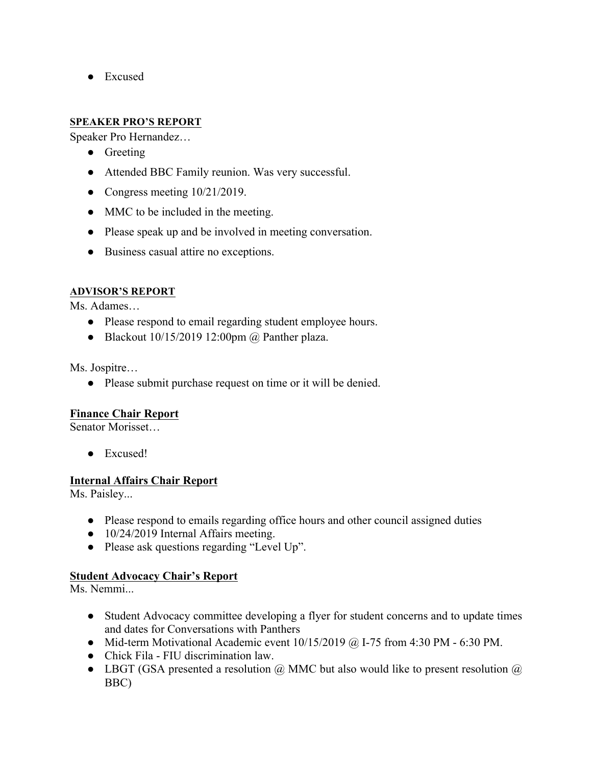- Excused

**SPEAKER PRO'S REPORT**

Speaker Pro Hernandez…

- Greeting
- Attended BBC Family reunion. Was very successful.
- Congress meeting 10/21/2019.
- MMC to be included in the meeting.
- Please speak up and be involved in meeting conversation.
- Business casual attire no exceptions.

**ADVISOR'S REPORT**

Ms. Adames…

- Please respond to email regarding student employee hours.
- Blackout 10/15/2019 12:00pm @ Panther plaza.

Ms. Jospitre…

- Please submit purchase request on time or it will be denied.

**Finance Chair Report**

Senator Morisset…

- Excused!

**Internal Affairs Chair Report**

Ms. Paisley...

- Please respond to emails regarding office hours and other council assigned duties
- 10/24/2019 Internal Affairs meeting.
- Please ask questions regarding "Level Up".

**Student Advocacy Chair's Report**

Ms. Nemmi...

- Student Advocacy committee developing a flyer for student concerns and to update times and dates for Conversations with Panthers
- Mid-term Motivational Academic event 10/15/2019 @ I-75 from 4:30 PM - 6:30 PM.
- Chick Fila - FIU discrimination law.
- LBGT (GSA presented a resolution @ MMC but also would like to present resolution @ BBC)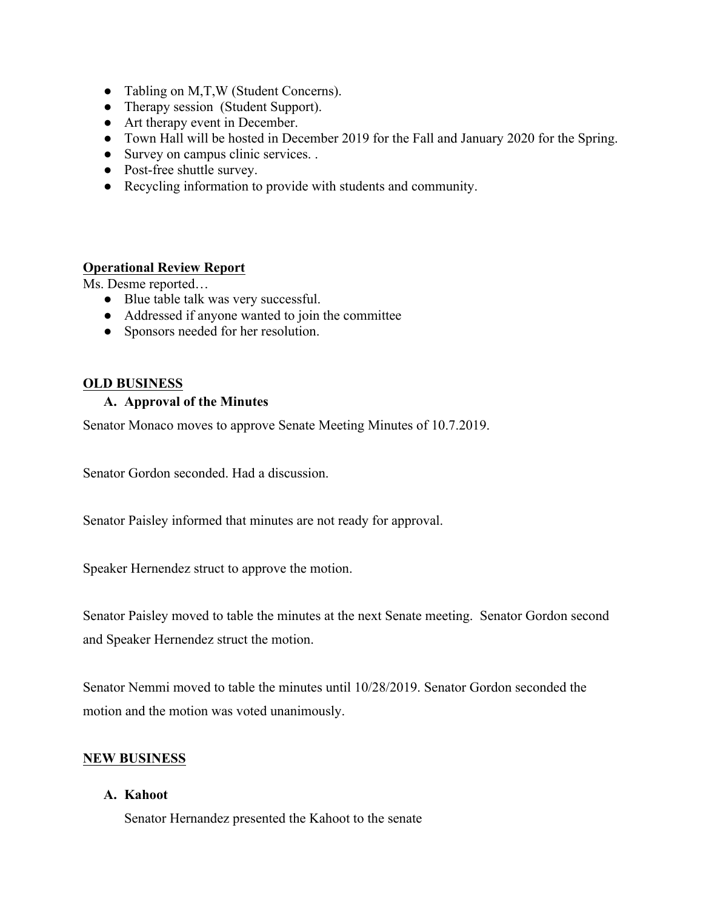- Tabling on M,T,W (Student Concerns).
- Therapy session  (Student Support).
- Art therapy event in December.
- Town Hall will be hosted in December 2019 for the Fall and January 2020 for the Spring.
- Survey on campus clinic services. .
- Post-free shuttle survey.
- Recycling information to provide with students and community.

**Operational Review Report**

Ms. Desme reported…

- Blue table talk was very successful.
- Addressed if anyone wanted to join the committee
- Sponsors needed for her resolution.

**OLD BUSINESS**

**A. Approval of the Minutes**

Senator Monaco moves to approve Senate Meeting Minutes of 10.7.2019.

Senator Gordon seconded. Had a discussion.

Senator Paisley informed that minutes are not ready for approval.

Speaker Hernendez struct to approve the motion.

Senator Paisley moved to table the minutes at the next Senate meeting.  Senator Gordon second and Speaker Hernendez struct the motion.

Senator Nemmi moved to table the minutes until 10/28/2019. Senator Gordon seconded the motion and the motion was voted unanimously.

**NEW BUSINESS**

**A. Kahoot**

Senator Hernandez presented the Kahoot to the senate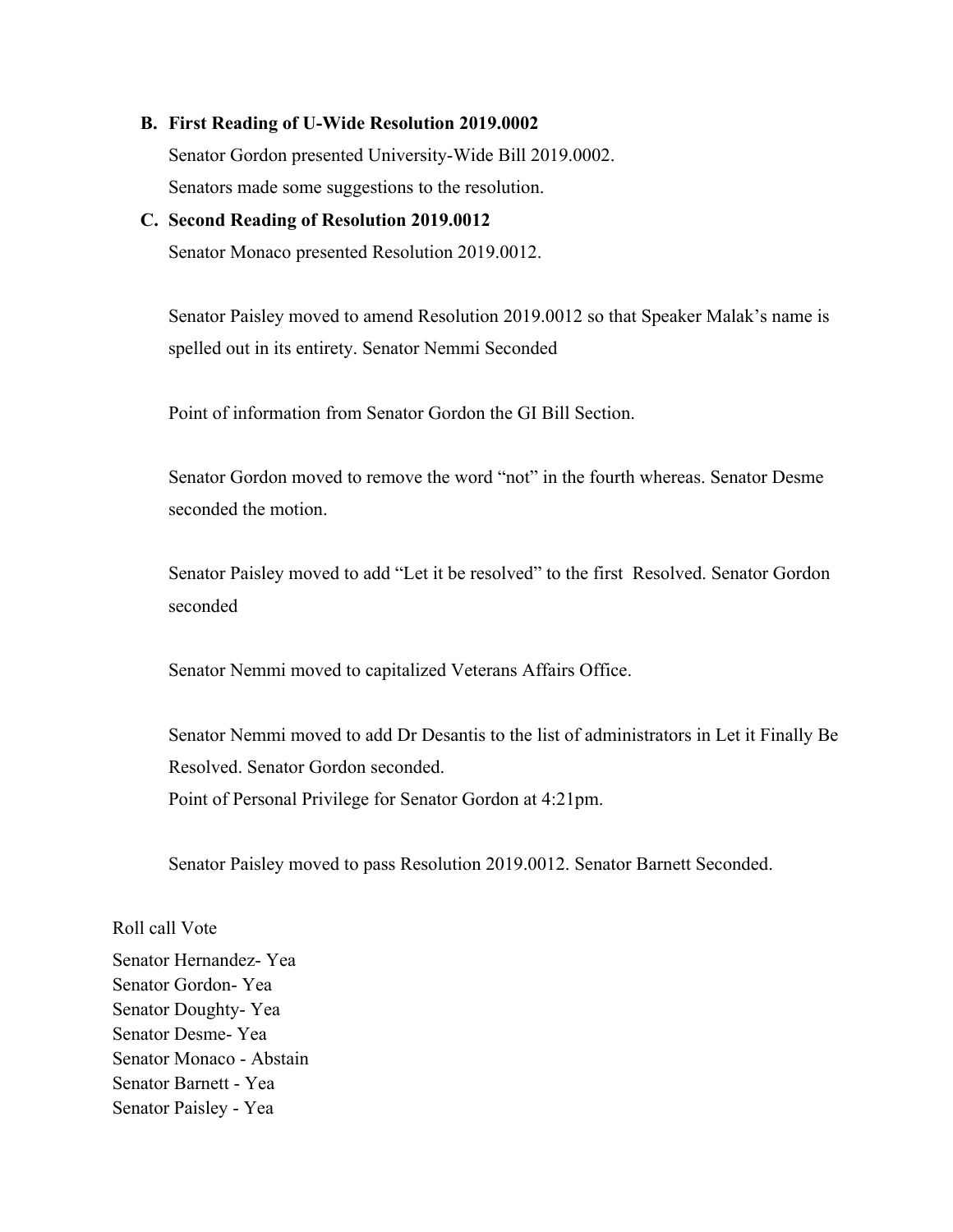**B. First Reading of U-Wide Resolution 2019.0002**

Senator Gordon presented University-Wide Bill 2019.0002.

Senators made some suggestions to the resolution.

**C. Second Reading of Resolution 2019.0012**

Senator Monaco presented Resolution 2019.0012.

Senator Paisley moved to amend Resolution 2019.0012 so that Speaker Malak's name is spelled out in its entirety. Senator Nemmi Seconded

Point of information from Senator Gordon the GI Bill Section.

Senator Gordon moved to remove the word "not" in the fourth whereas. Senator Desme seconded the motion.

Senator Paisley moved to add "Let it be resolved" to the first Resolved. Senator Gordon seconded

Senator Nemmi moved to capitalized Veterans Affairs Office.

Senator Nemmi moved to add Dr Desantis to the list of administrators in Let it Finally Be Resolved. Senator Gordon seconded.

Point of Personal Privilege for Senator Gordon at 4:21pm.

Senator Paisley moved to pass Resolution 2019.0012. Senator Barnett Seconded.

Roll call Vote

Senator Hernandez- Yea
Senator Gordon- Yea
Senator Doughty- Yea
Senator Desme- Yea
Senator Monaco - Abstain
Senator Barnett - Yea
Senator Paisley - Yea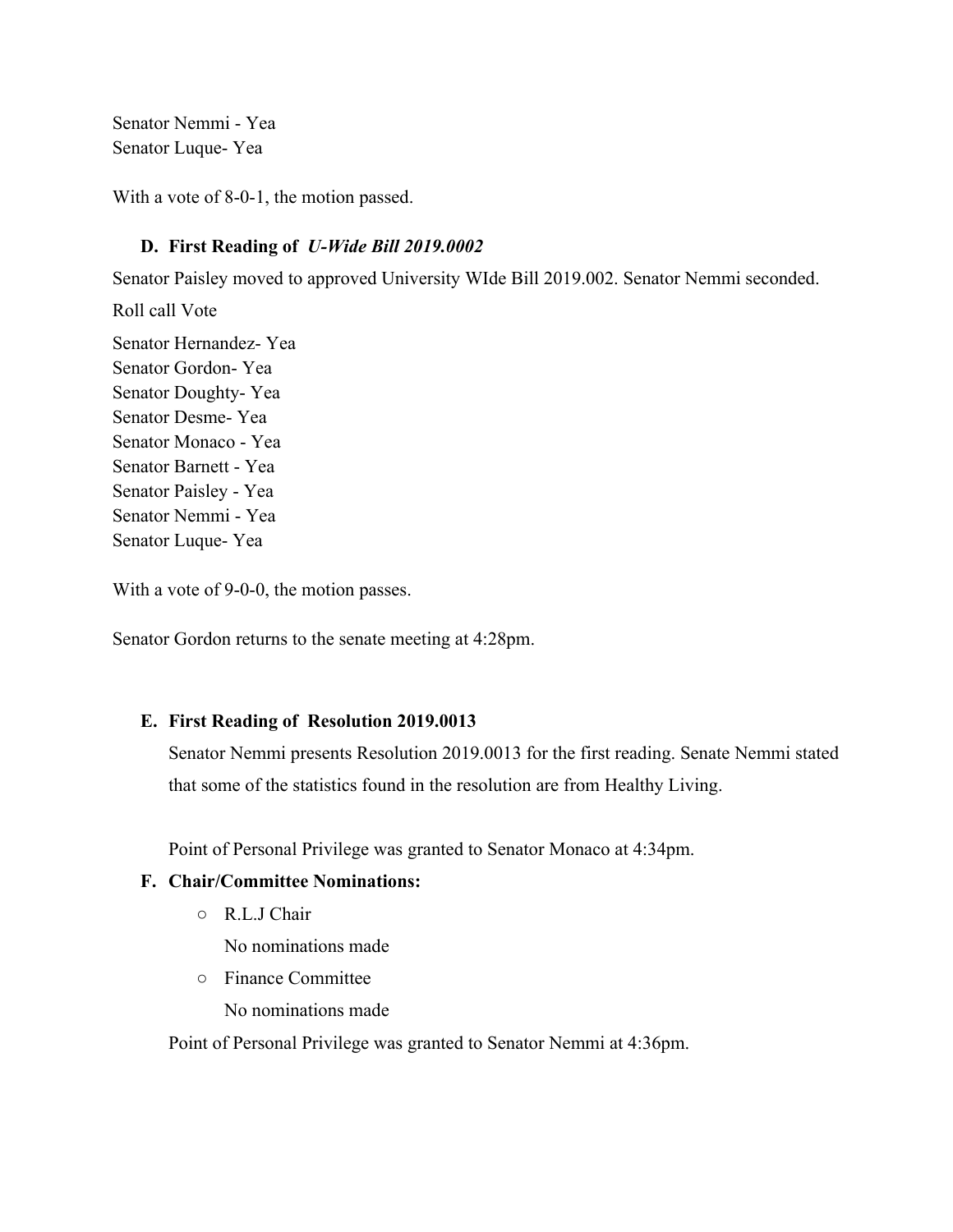Senator Nemmi - Yea
Senator Luque- Yea

With a vote of 8-0-1, the motion passed.

### D. First Reading of *U-Wide Bill 2019.0002*

Senator Paisley moved to approved University WIde Bill 2019.002. Senator Nemmi seconded.

Roll call Vote

Senator Hernandez- Yea
Senator Gordon- Yea
Senator Doughty- Yea
Senator Desme- Yea
Senator Monaco - Yea
Senator Barnett - Yea
Senator Paisley - Yea
Senator Nemmi - Yea
Senator Luque- Yea

With a vote of 9-0-0, the motion passes.

Senator Gordon returns to the senate meeting at 4:28pm.

### E. First Reading of Resolution 2019.0013

Senator Nemmi presents Resolution 2019.0013 for the first reading. Senate Nemmi stated that some of the statistics found in the resolution are from Healthy Living.

Point of Personal Privilege was granted to Senator Monaco at 4:34pm.

### F. Chair/Committee Nominations:

- R.L.J Chair

  No nominations made

- Finance Committee

  No nominations made

Point of Personal Privilege was granted to Senator Nemmi at 4:36pm.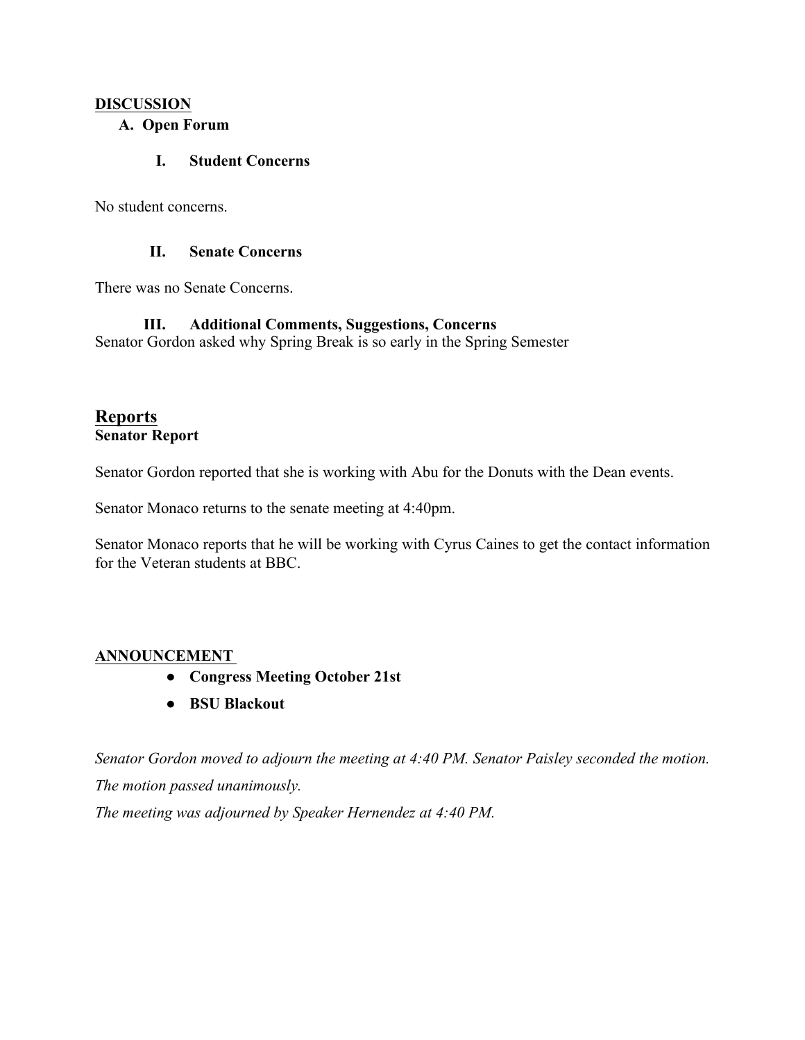## DISCUSSION

### A. Open Forum

#### I. Student Concerns

No student concerns.

#### II. Senate Concerns

There was no Senate Concerns.

#### III. Additional Comments, Suggestions, Concerns

Senator Gordon asked why Spring Break is so early in the Spring Semester

## Reports

### Senator Report

Senator Gordon reported that she is working with Abu for the Donuts with the Dean events.

Senator Monaco returns to the senate meeting at 4:40pm.

Senator Monaco reports that he will be working with Cyrus Caines to get the contact information for the Veteran students at BBC.

## ANNOUNCEMENT

- **Congress Meeting October 21st**
- **BSU Blackout**

*Senator Gordon moved to adjourn the meeting at 4:40 PM. Senator Paisley seconded the motion.*

*The motion passed unanimously.*

*The meeting was adjourned by Speaker Hernendez at 4:40 PM.*